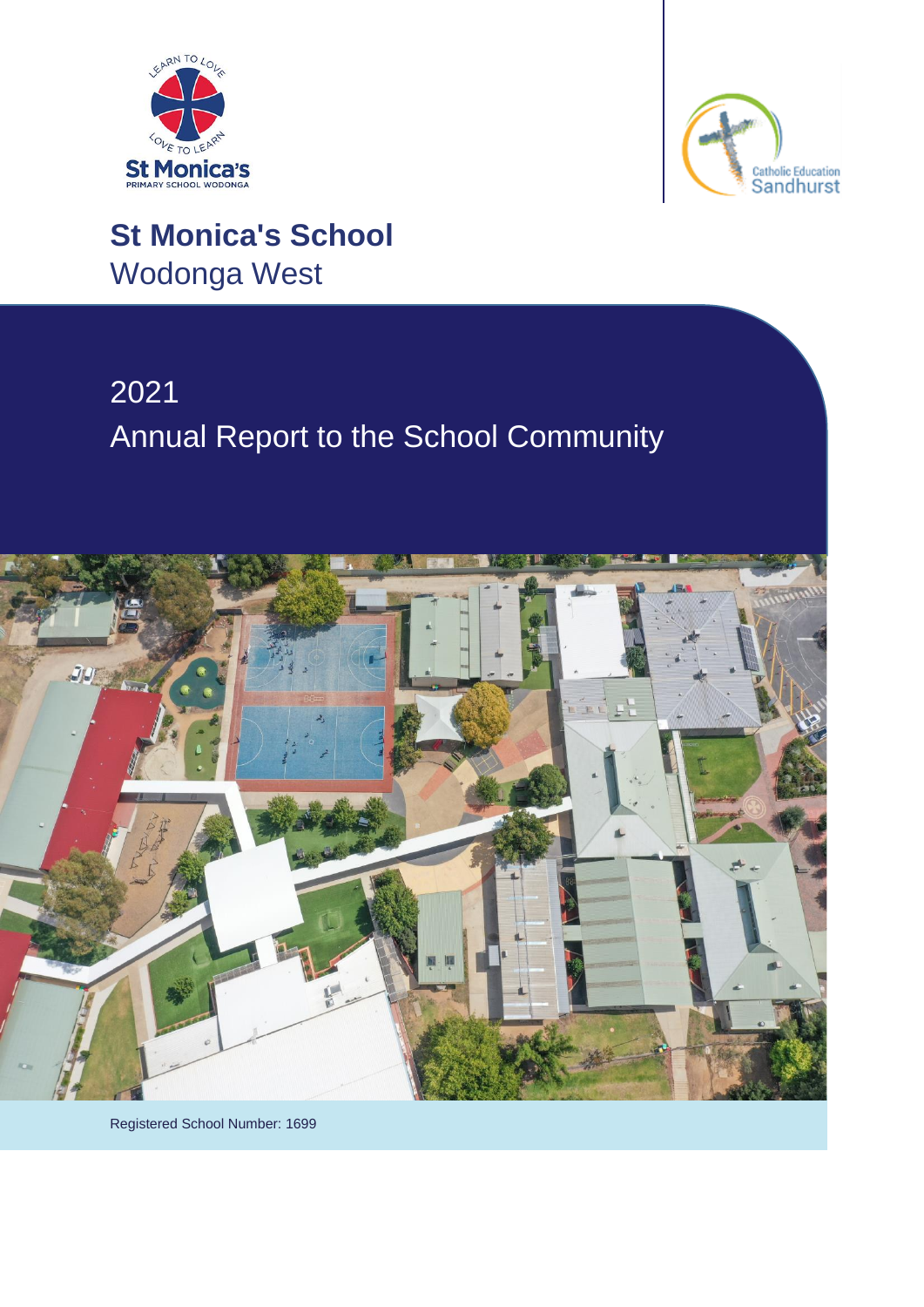# St Monica's School

Wodonga West

## 2021

## Annual Report to the School Community

Registered School Number: 1699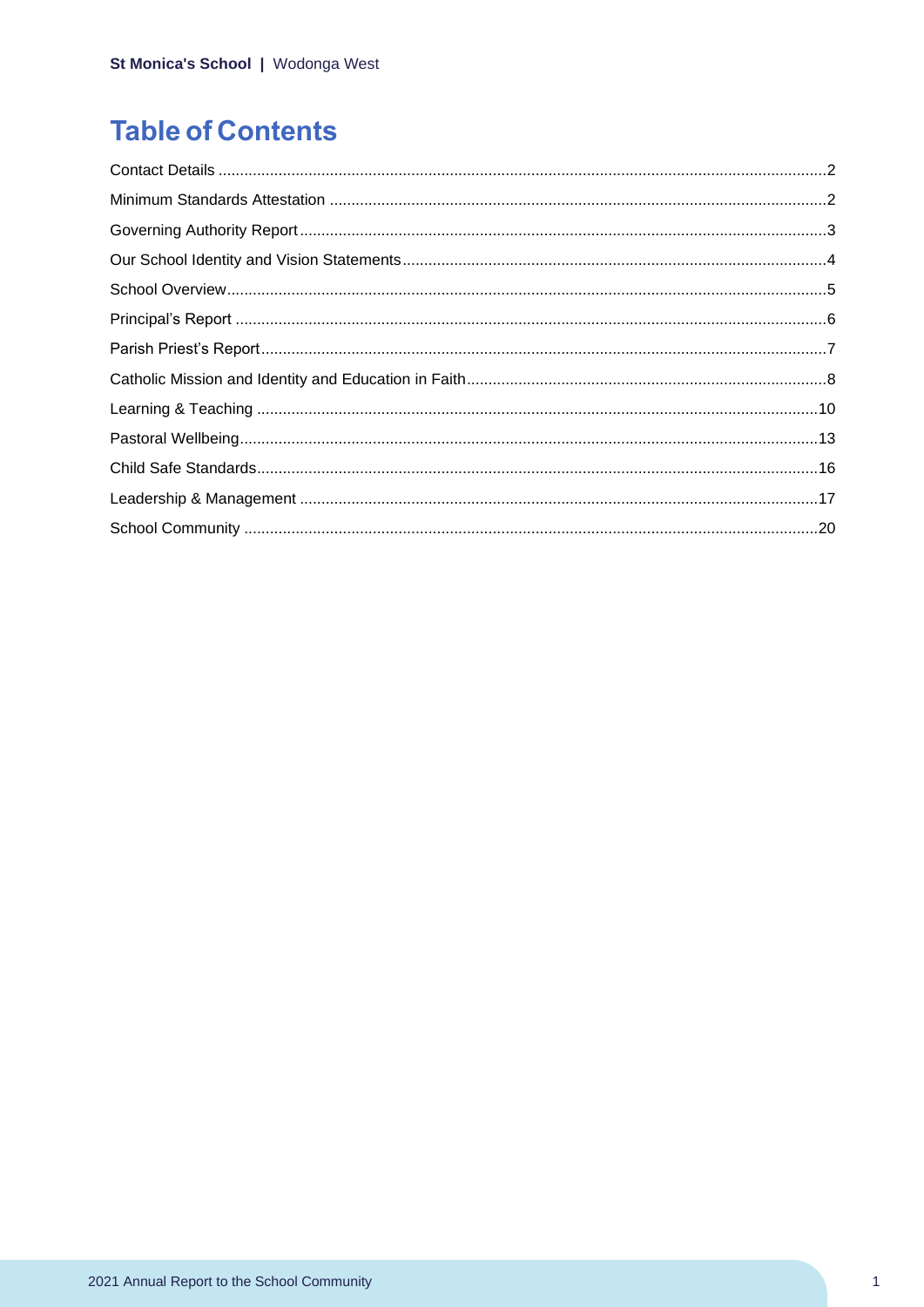# Table of Contents

Contact Details ............................................................................................................................................2

Minimum Standards Attestation ..................................................................................................................2

Governing Authority Report.........................................................................................................................3

Our School Identity and Vision Statements..................................................................................................4

School Overview..........................................................................................................................................5

Principal's Report ........................................................................................................................................6

Parish Priest's Report...................................................................................................................................7

Catholic Mission and Identity and Education in Faith...................................................................................8

Learning & Teaching ..................................................................................................................................10

Pastoral Wellbeing......................................................................................................................................13

Child Safe Standards..................................................................................................................................16

Leadership & Management ........................................................................................................................17

School Community .....................................................................................................................................20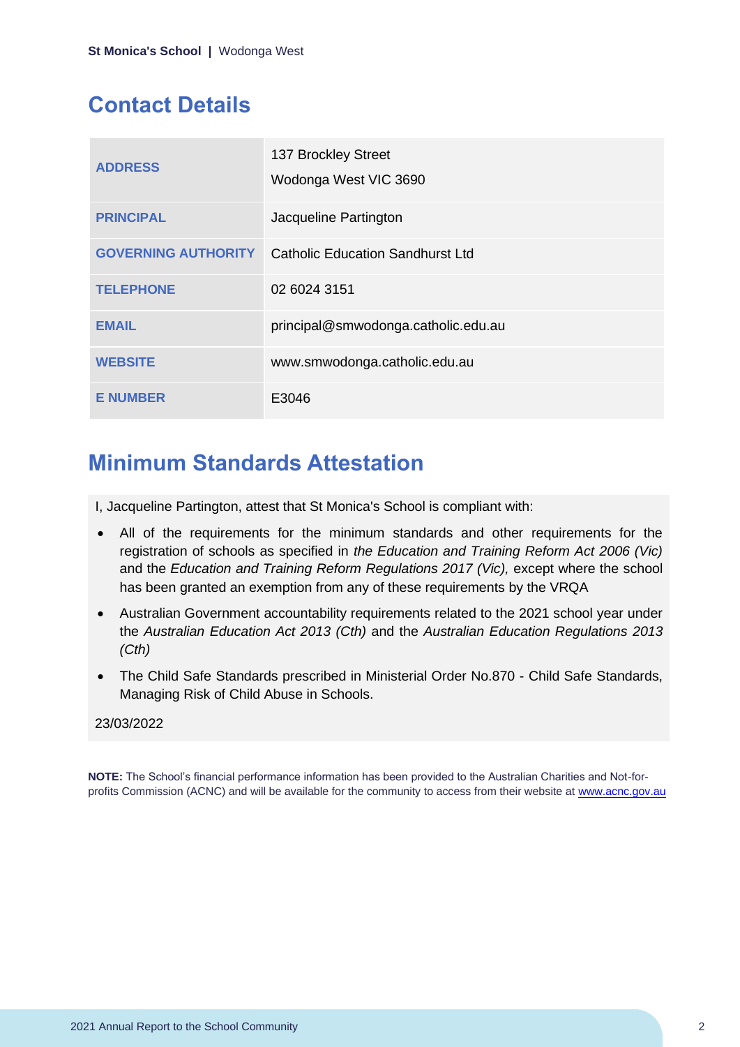## Contact Details

| | |
|---|---|
| **ADDRESS** | 137 Brockley Street<br>Wodonga West VIC 3690 |
| **PRINCIPAL** | Jacqueline Partington |
| **GOVERNING AUTHORITY** | Catholic Education Sandhurst Ltd |
| **TELEPHONE** | 02 6024 3151 |
| **EMAIL** | principal@smwodonga.catholic.edu.au |
| **WEBSITE** | www.smwodonga.catholic.edu.au |
| **E NUMBER** | E3046 |

## Minimum Standards Attestation

I, Jacqueline Partington, attest that St Monica's School is compliant with:

- All of the requirements for the minimum standards and other requirements for the registration of schools as specified in *the Education and Training Reform Act 2006 (Vic)* and the *Education and Training Reform Regulations 2017 (Vic),* except where the school has been granted an exemption from any of these requirements by the VRQA
- Australian Government accountability requirements related to the 2021 school year under the *Australian Education Act 2013 (Cth)* and the *Australian Education Regulations 2013 (Cth)*
- The Child Safe Standards prescribed in Ministerial Order No.870 - Child Safe Standards, Managing Risk of Child Abuse in Schools.

23/03/2022

**NOTE:** The School's financial performance information has been provided to the Australian Charities and Not-for-profits Commission (ACNC) and will be available for the community to access from their website at www.acnc.gov.au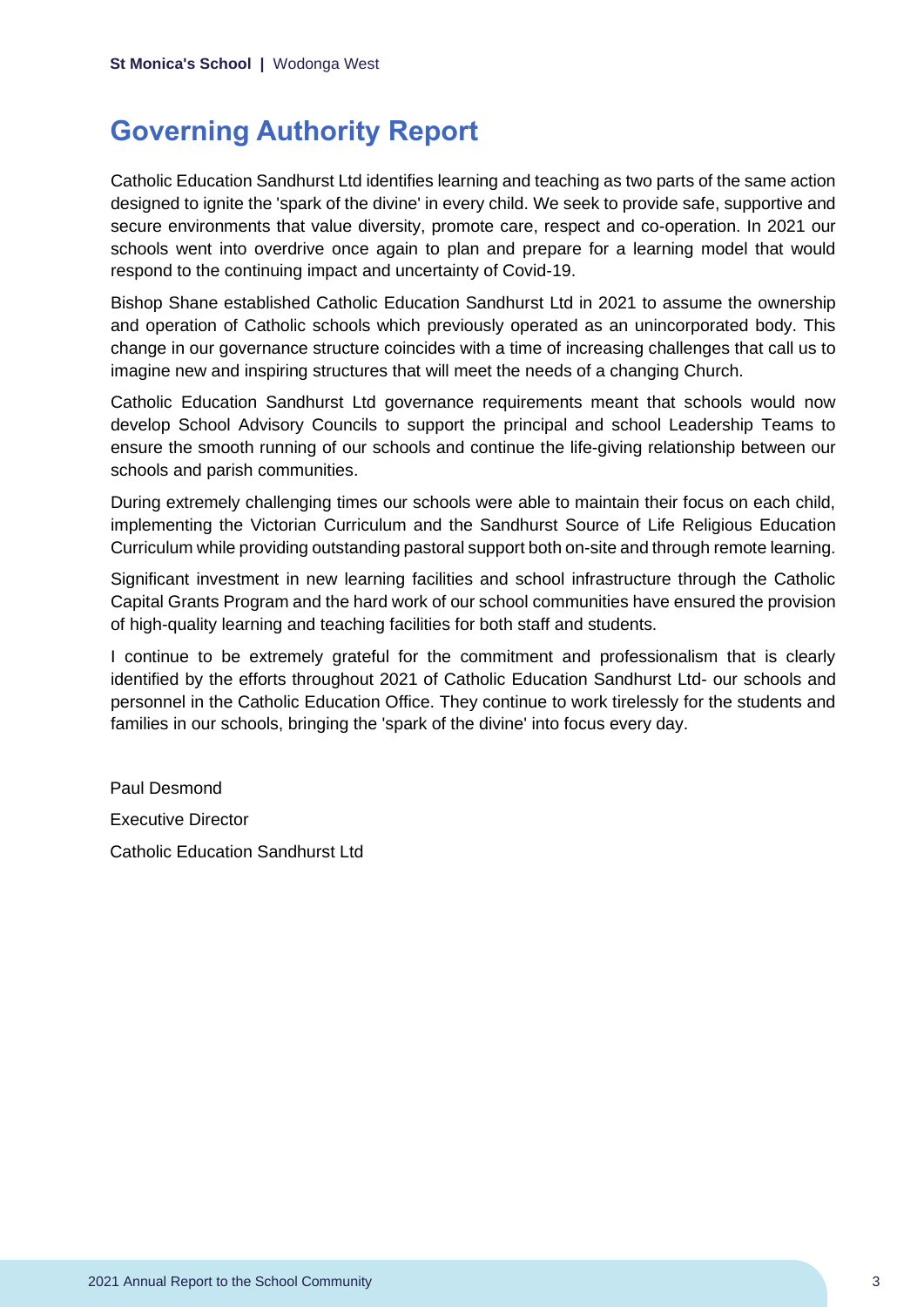# Governing Authority Report

Catholic Education Sandhurst Ltd identifies learning and teaching as two parts of the same action designed to ignite the 'spark of the divine' in every child. We seek to provide safe, supportive and secure environments that value diversity, promote care, respect and co-operation. In 2021 our schools went into overdrive once again to plan and prepare for a learning model that would respond to the continuing impact and uncertainty of Covid-19.

Bishop Shane established Catholic Education Sandhurst Ltd in 2021 to assume the ownership and operation of Catholic schools which previously operated as an unincorporated body. This change in our governance structure coincides with a time of increasing challenges that call us to imagine new and inspiring structures that will meet the needs of a changing Church.

Catholic Education Sandhurst Ltd governance requirements meant that schools would now develop School Advisory Councils to support the principal and school Leadership Teams to ensure the smooth running of our schools and continue the life-giving relationship between our schools and parish communities.

During extremely challenging times our schools were able to maintain their focus on each child, implementing the Victorian Curriculum and the Sandhurst Source of Life Religious Education Curriculum while providing outstanding pastoral support both on-site and through remote learning.

Significant investment in new learning facilities and school infrastructure through the Catholic Capital Grants Program and the hard work of our school communities have ensured the provision of high-quality learning and teaching facilities for both staff and students.

I continue to be extremely grateful for the commitment and professionalism that is clearly identified by the efforts throughout 2021 of Catholic Education Sandhurst Ltd- our schools and personnel in the Catholic Education Office. They continue to work tirelessly for the students and families in our schools, bringing the 'spark of the divine' into focus every day.

Paul Desmond

Executive Director

Catholic Education Sandhurst Ltd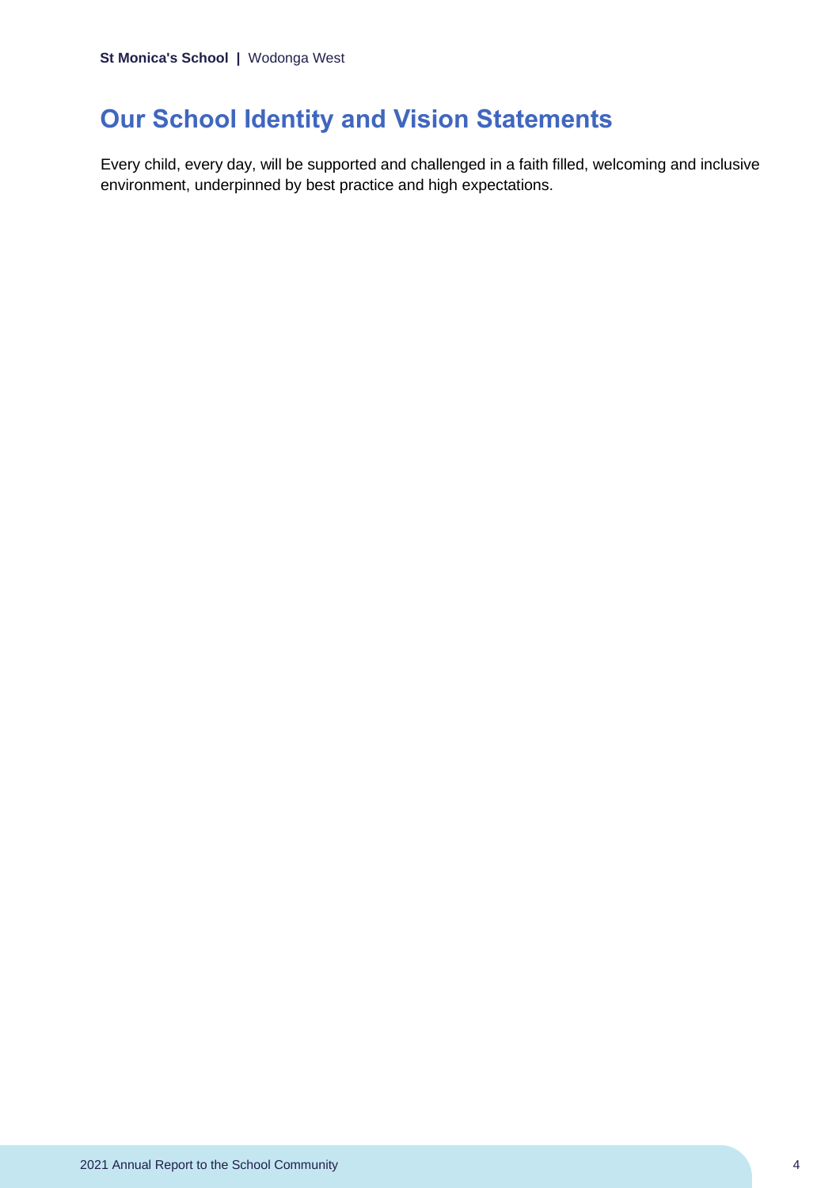## Our School Identity and Vision Statements

Every child, every day, will be supported and challenged in a faith filled, welcoming and inclusive environment, underpinned by best practice and high expectations.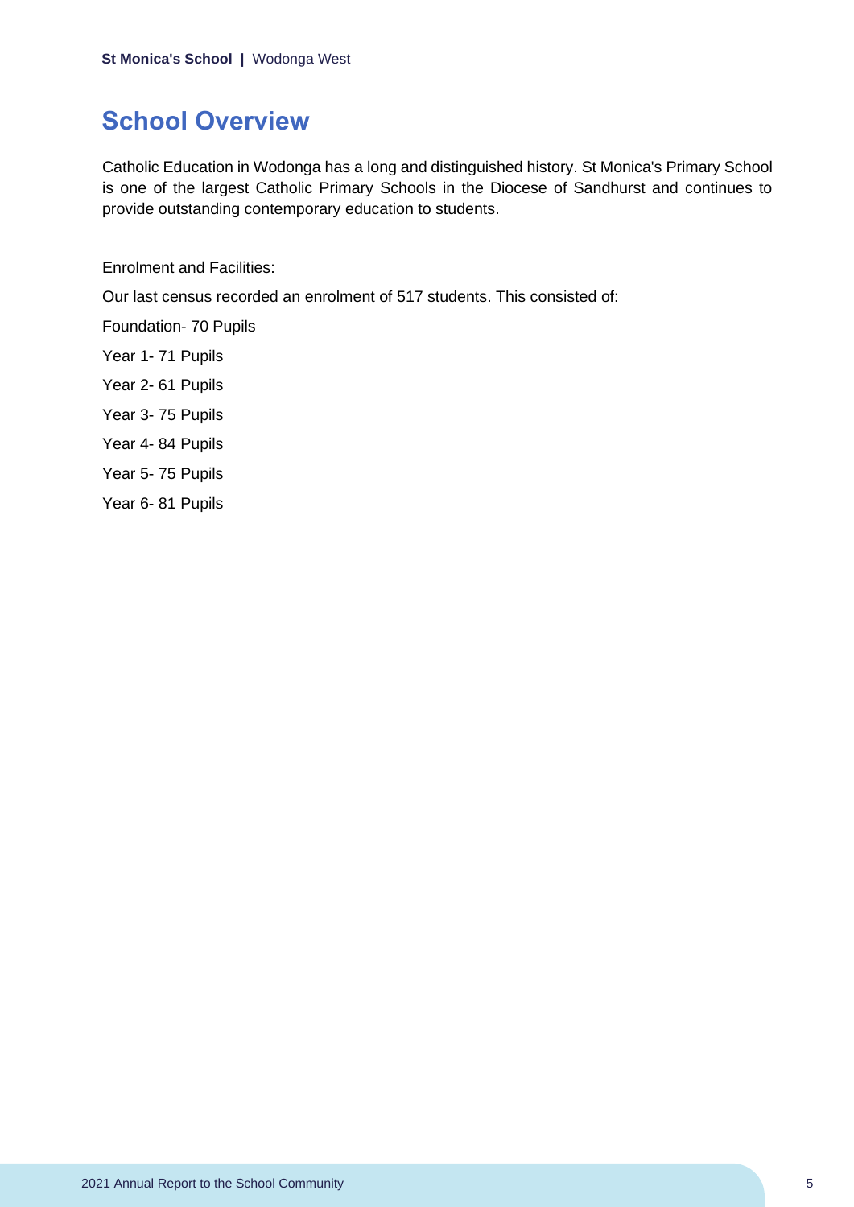## School Overview

Catholic Education in Wodonga has a long and distinguished history. St Monica's Primary School is one of the largest Catholic Primary Schools in the Diocese of Sandhurst and continues to provide outstanding contemporary education to students.

Enrolment and Facilities:

Our last census recorded an enrolment of 517 students. This consisted of:

Foundation- 70 Pupils

Year 1- 71 Pupils

Year 2- 61 Pupils

Year 3- 75 Pupils

Year 4- 84 Pupils

Year 5- 75 Pupils

Year 6- 81 Pupils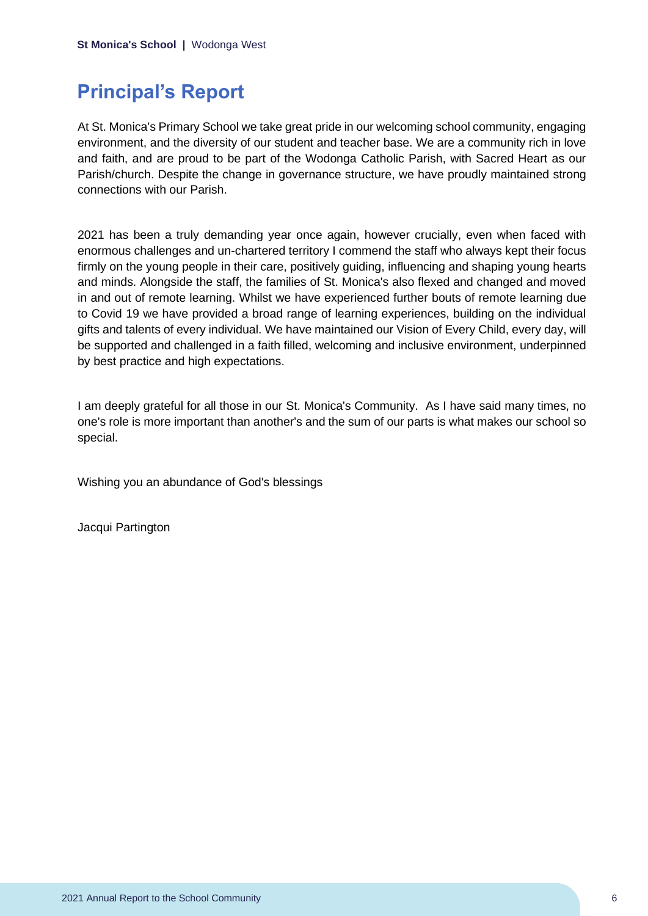## Principal's Report

At St. Monica's Primary School we take great pride in our welcoming school community, engaging environment, and the diversity of our student and teacher base. We are a community rich in love and faith, and are proud to be part of the Wodonga Catholic Parish, with Sacred Heart as our Parish/church. Despite the change in governance structure, we have proudly maintained strong connections with our Parish.

2021 has been a truly demanding year once again, however crucially, even when faced with enormous challenges and un-chartered territory I commend the staff who always kept their focus firmly on the young people in their care, positively guiding, influencing and shaping young hearts and minds. Alongside the staff, the families of St. Monica's also flexed and changed and moved in and out of remote learning. Whilst we have experienced further bouts of remote learning due to Covid 19 we have provided a broad range of learning experiences, building on the individual gifts and talents of every individual. We have maintained our Vision of Every Child, every day, will be supported and challenged in a faith filled, welcoming and inclusive environment, underpinned by best practice and high expectations.

I am deeply grateful for all those in our St. Monica's Community. As I have said many times, no one's role is more important than another's and the sum of our parts is what makes our school so special.

Wishing you an abundance of God's blessings

Jacqui Partington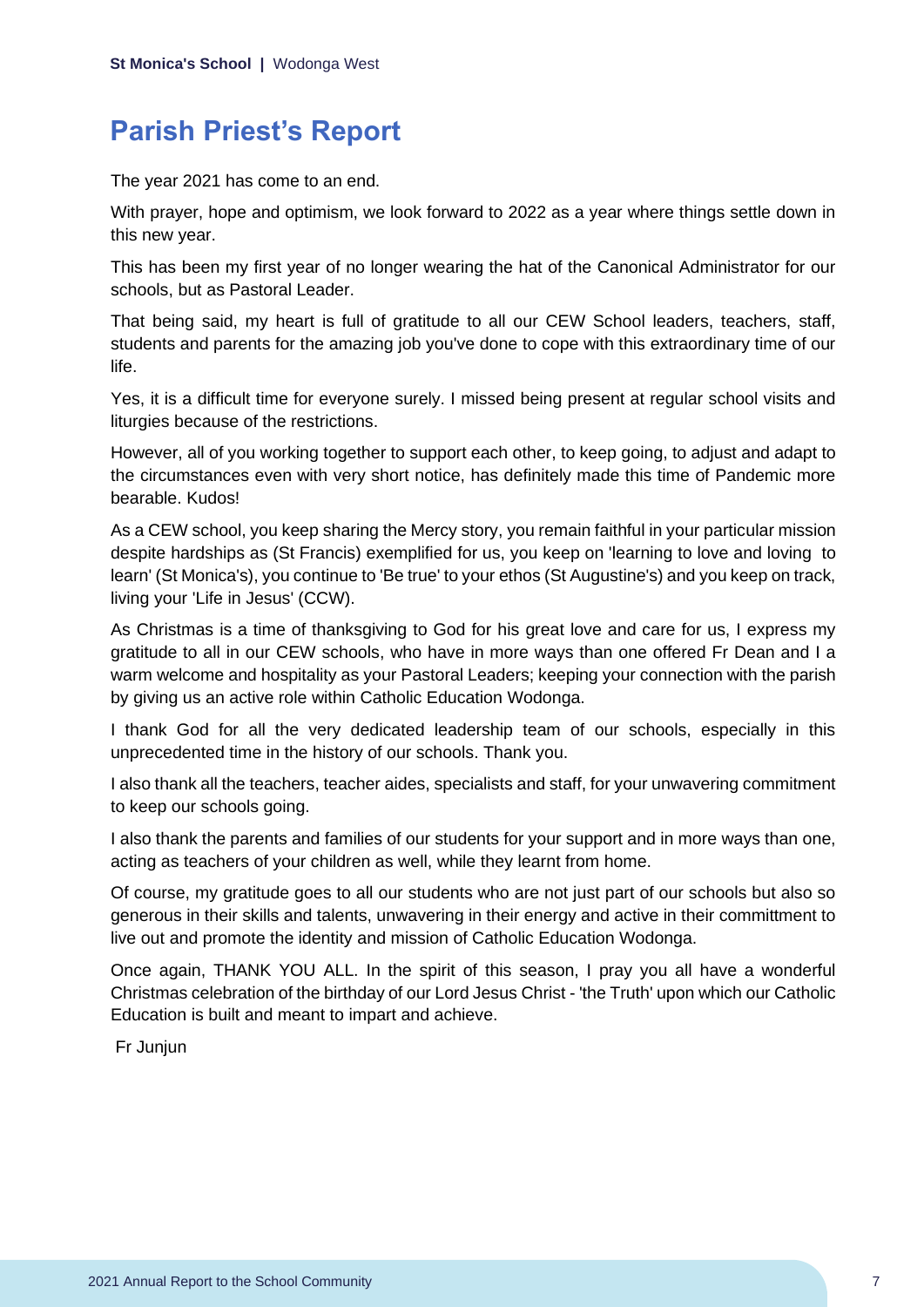# Parish Priest's Report

The year 2021 has come to an end.

With prayer, hope and optimism, we look forward to 2022 as a year where things settle down in this new year.

This has been my first year of no longer wearing the hat of the Canonical Administrator for our schools, but as Pastoral Leader.

That being said, my heart is full of gratitude to all our CEW School leaders, teachers, staff, students and parents for the amazing job you've done to cope with this extraordinary time of our life.

Yes, it is a difficult time for everyone surely. I missed being present at regular school visits and liturgies because of the restrictions.

However, all of you working together to support each other, to keep going, to adjust and adapt to the circumstances even with very short notice, has definitely made this time of Pandemic more bearable. Kudos!

As a CEW school, you keep sharing the Mercy story, you remain faithful in your particular mission despite hardships as (St Francis) exemplified for us, you keep on 'learning to love and loving to learn' (St Monica's), you continue to 'Be true' to your ethos (St Augustine's) and you keep on track, living your 'Life in Jesus' (CCW).

As Christmas is a time of thanksgiving to God for his great love and care for us, I express my gratitude to all in our CEW schools, who have in more ways than one offered Fr Dean and I a warm welcome and hospitality as your Pastoral Leaders; keeping your connection with the parish by giving us an active role within Catholic Education Wodonga.

I thank God for all the very dedicated leadership team of our schools, especially in this unprecedented time in the history of our schools. Thank you.

I also thank all the teachers, teacher aides, specialists and staff, for your unwavering commitment to keep our schools going.

I also thank the parents and families of our students for your support and in more ways than one, acting as teachers of your children as well, while they learnt from home.

Of course, my gratitude goes to all our students who are not just part of our schools but also so generous in their skills and talents, unwavering in their energy and active in their committment to live out and promote the identity and mission of Catholic Education Wodonga.

Once again, THANK YOU ALL. In the spirit of this season, I pray you all have a wonderful Christmas celebration of the birthday of our Lord Jesus Christ - 'the Truth' upon which our Catholic Education is built and meant to impart and achieve.

Fr Junjun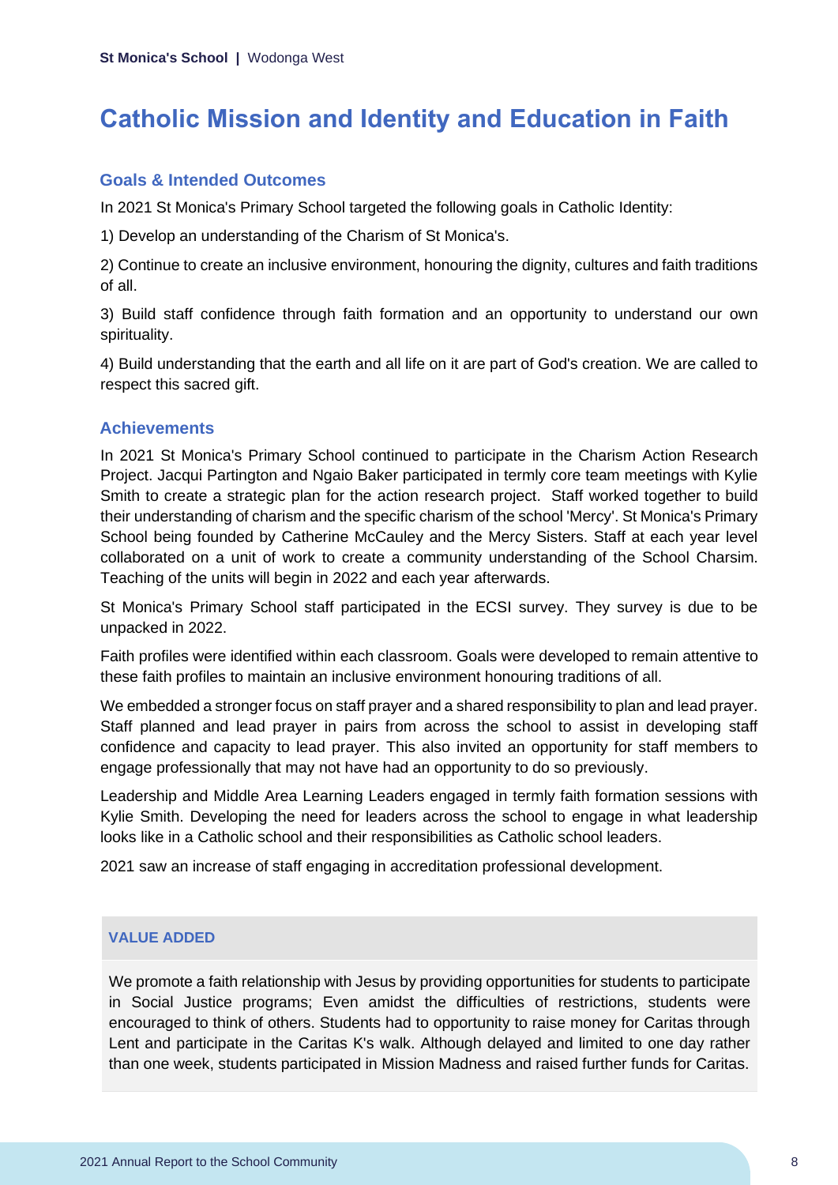# Catholic Mission and Identity and Education in Faith

## Goals & Intended Outcomes

In 2021 St Monica's Primary School targeted the following goals in Catholic Identity:

1) Develop an understanding of the Charism of St Monica's.

2) Continue to create an inclusive environment, honouring the dignity, cultures and faith traditions of all.

3) Build staff confidence through faith formation and an opportunity to understand our own spirituality.

4) Build understanding that the earth and all life on it are part of God's creation. We are called to respect this sacred gift.

## Achievements

In 2021 St Monica's Primary School continued to participate in the Charism Action Research Project. Jacqui Partington and Ngaio Baker participated in termly core team meetings with Kylie Smith to create a strategic plan for the action research project. Staff worked together to build their understanding of charism and the specific charism of the school 'Mercy'. St Monica's Primary School being founded by Catherine McCauley and the Mercy Sisters. Staff at each year level collaborated on a unit of work to create a community understanding of the School Charsim. Teaching of the units will begin in 2022 and each year afterwards.

St Monica's Primary School staff participated in the ECSI survey. They survey is due to be unpacked in 2022.

Faith profiles were identified within each classroom. Goals were developed to remain attentive to these faith profiles to maintain an inclusive environment honouring traditions of all.

We embedded a stronger focus on staff prayer and a shared responsibility to plan and lead prayer. Staff planned and lead prayer in pairs from across the school to assist in developing staff confidence and capacity to lead prayer. This also invited an opportunity for staff members to engage professionally that may not have had an opportunity to do so previously.

Leadership and Middle Area Learning Leaders engaged in termly faith formation sessions with Kylie Smith. Developing the need for leaders across the school to engage in what leadership looks like in a Catholic school and their responsibilities as Catholic school leaders.

2021 saw an increase of staff engaging in accreditation professional development.

### VALUE ADDED

We promote a faith relationship with Jesus by providing opportunities for students to participate in Social Justice programs; Even amidst the difficulties of restrictions, students were encouraged to think of others. Students had to opportunity to raise money for Caritas through Lent and participate in the Caritas K's walk. Although delayed and limited to one day rather than one week, students participated in Mission Madness and raised further funds for Caritas.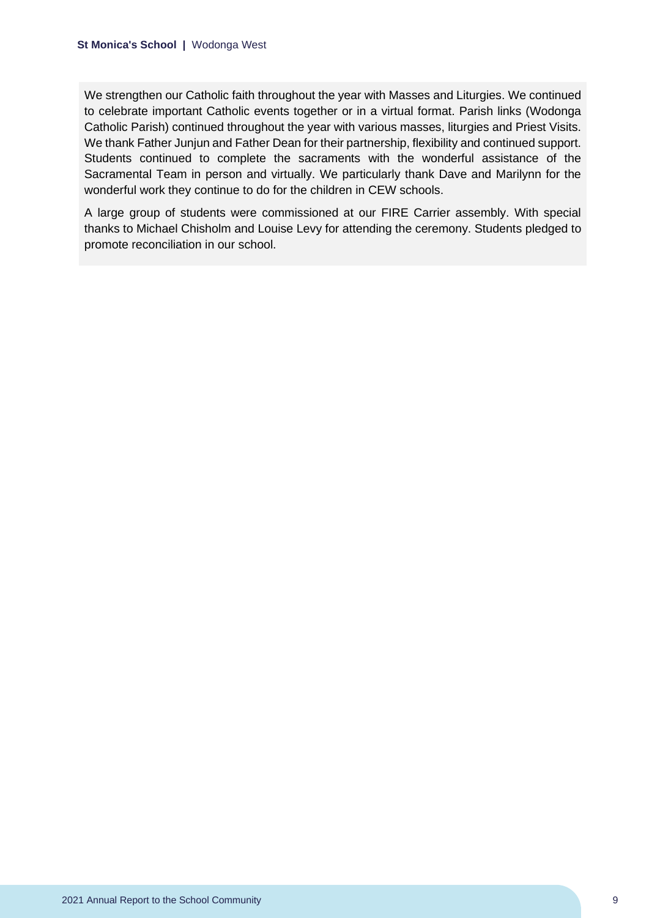We strengthen our Catholic faith throughout the year with Masses and Liturgies. We continued to celebrate important Catholic events together or in a virtual format. Parish links (Wodonga Catholic Parish) continued throughout the year with various masses, liturgies and Priest Visits. We thank Father Junjun and Father Dean for their partnership, flexibility and continued support. Students continued to complete the sacraments with the wonderful assistance of the Sacramental Team in person and virtually. We particularly thank Dave and Marilynn for the wonderful work they continue to do for the children in CEW schools.

A large group of students were commissioned at our FIRE Carrier assembly. With special thanks to Michael Chisholm and Louise Levy for attending the ceremony. Students pledged to promote reconciliation in our school.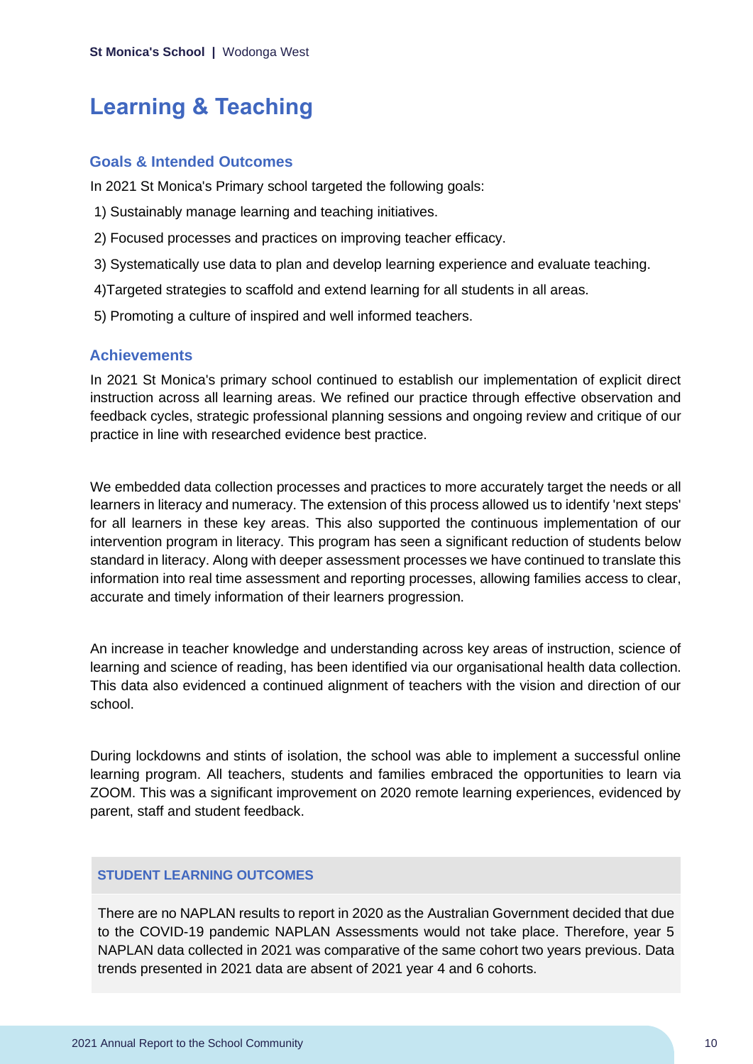# Learning & Teaching

## Goals & Intended Outcomes

In 2021 St Monica's Primary school targeted the following goals:

1) Sustainably manage learning and teaching initiatives.

2) Focused processes and practices on improving teacher efficacy.

3) Systematically use data to plan and develop learning experience and evaluate teaching.

4)Targeted strategies to scaffold and extend learning for all students in all areas.

5) Promoting a culture of inspired and well informed teachers.

## Achievements

In 2021 St Monica's primary school continued to establish our implementation of explicit direct instruction across all learning areas. We refined our practice through effective observation and feedback cycles, strategic professional planning sessions and ongoing review and critique of our practice in line with researched evidence best practice.

We embedded data collection processes and practices to more accurately target the needs or all learners in literacy and numeracy. The extension of this process allowed us to identify 'next steps' for all learners in these key areas. This also supported the continuous implementation of our intervention program in literacy. This program has seen a significant reduction of students below standard in literacy. Along with deeper assessment processes we have continued to translate this information into real time assessment and reporting processes, allowing families access to clear, accurate and timely information of their learners progression.

An increase in teacher knowledge and understanding across key areas of instruction, science of learning and science of reading, has been identified via our organisational health data collection. This data also evidenced a continued alignment of teachers with the vision and direction of our school.

During lockdowns and stints of isolation, the school was able to implement a successful online learning program. All teachers, students and families embraced the opportunities to learn via ZOOM. This was a significant improvement on 2020 remote learning experiences, evidenced by parent, staff and student feedback.

### STUDENT LEARNING OUTCOMES

There are no NAPLAN results to report in 2020 as the Australian Government decided that due to the COVID-19 pandemic NAPLAN Assessments would not take place. Therefore, year 5 NAPLAN data collected in 2021 was comparative of the same cohort two years previous. Data trends presented in 2021 data are absent of 2021 year 4 and 6 cohorts.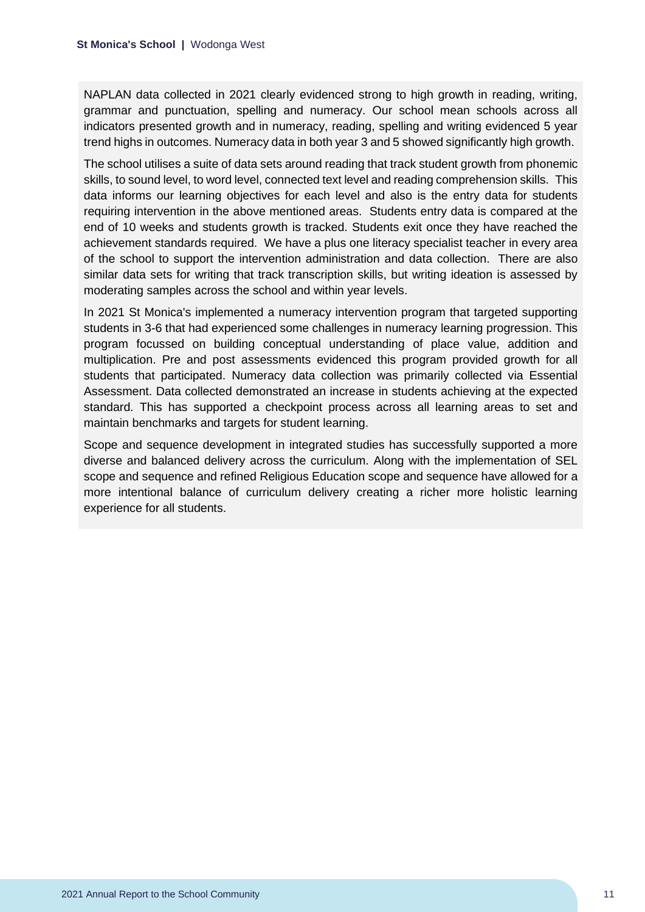NAPLAN data collected in 2021 clearly evidenced strong to high growth in reading, writing, grammar and punctuation, spelling and numeracy. Our school mean schools across all indicators presented growth and in numeracy, reading, spelling and writing evidenced 5 year trend highs in outcomes. Numeracy data in both year 3 and 5 showed significantly high growth.

The school utilises a suite of data sets around reading that track student growth from phonemic skills, to sound level, to word level, connected text level and reading comprehension skills. This data informs our learning objectives for each level and also is the entry data for students requiring intervention in the above mentioned areas. Students entry data is compared at the end of 10 weeks and students growth is tracked. Students exit once they have reached the achievement standards required. We have a plus one literacy specialist teacher in every area of the school to support the intervention administration and data collection. There are also similar data sets for writing that track transcription skills, but writing ideation is assessed by moderating samples across the school and within year levels.

In 2021 St Monica's implemented a numeracy intervention program that targeted supporting students in 3-6 that had experienced some challenges in numeracy learning progression. This program focussed on building conceptual understanding of place value, addition and multiplication. Pre and post assessments evidenced this program provided growth for all students that participated. Numeracy data collection was primarily collected via Essential Assessment. Data collected demonstrated an increase in students achieving at the expected standard. This has supported a checkpoint process across all learning areas to set and maintain benchmarks and targets for student learning.

Scope and sequence development in integrated studies has successfully supported a more diverse and balanced delivery across the curriculum. Along with the implementation of SEL scope and sequence and refined Religious Education scope and sequence have allowed for a more intentional balance of curriculum delivery creating a richer more holistic learning experience for all students.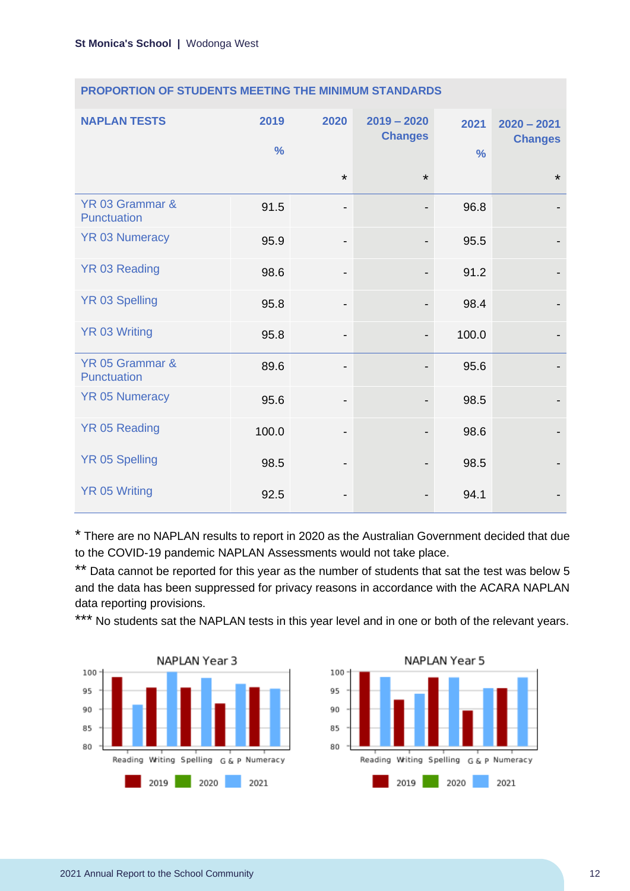| PROPORTION OF STUDENTS MEETING THE MINIMUM STANDARDS | | | | | |
|---|---|---|---|---|---|
| NAPLAN TESTS | 2019 % | 2020 * | 2019 – 2020 Changes * | 2021 % | 2020 – 2021 Changes * |
| YR 03 Grammar & Punctuation | 91.5 | - | - | 96.8 | - |
| YR 03 Numeracy | 95.9 | - | - | 95.5 | - |
| YR 03 Reading | 98.6 | - | - | 91.2 | - |
| YR 03 Spelling | 95.8 | - | - | 98.4 | - |
| YR 03 Writing | 95.8 | - | - | 100.0 | - |
| YR 05 Grammar & Punctuation | 89.6 | - | - | 95.6 | - |
| YR 05 Numeracy | 95.6 | - | - | 98.5 | - |
| YR 05 Reading | 100.0 | - | - | 98.6 | - |
| YR 05 Spelling | 98.5 | - | - | 98.5 | - |
| YR 05 Writing | 92.5 | - | - | 94.1 | - |

* There are no NAPLAN results to report in 2020 as the Australian Government decided that due to the COVID-19 pandemic NAPLAN Assessments would not take place.

** Data cannot be reported for this year as the number of students that sat the test was below 5 and the data has been suppressed for privacy reasons in accordance with the ACARA NAPLAN data reporting provisions.

*** No students sat the NAPLAN tests in this year level and in one or both of the relevant years.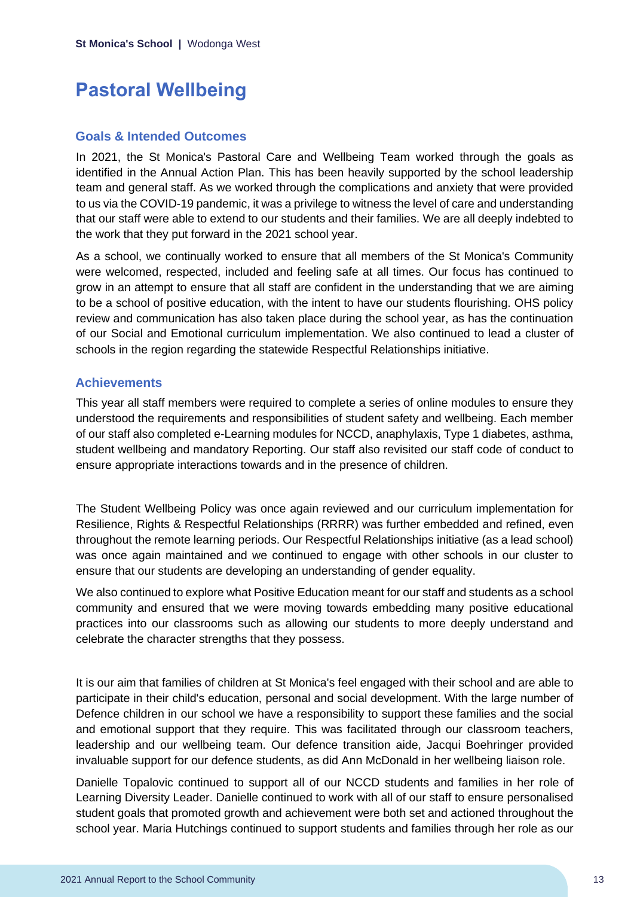# Pastoral Wellbeing

## Goals & Intended Outcomes

In 2021, the St Monica's Pastoral Care and Wellbeing Team worked through the goals as identified in the Annual Action Plan. This has been heavily supported by the school leadership team and general staff. As we worked through the complications and anxiety that were provided to us via the COVID-19 pandemic, it was a privilege to witness the level of care and understanding that our staff were able to extend to our students and their families. We are all deeply indebted to the work that they put forward in the 2021 school year.

As a school, we continually worked to ensure that all members of the St Monica's Community were welcomed, respected, included and feeling safe at all times. Our focus has continued to grow in an attempt to ensure that all staff are confident in the understanding that we are aiming to be a school of positive education, with the intent to have our students flourishing. OHS policy review and communication has also taken place during the school year, as has the continuation of our Social and Emotional curriculum implementation. We also continued to lead a cluster of schools in the region regarding the statewide Respectful Relationships initiative.

## Achievements

This year all staff members were required to complete a series of online modules to ensure they understood the requirements and responsibilities of student safety and wellbeing. Each member of our staff also completed e-Learning modules for NCCD, anaphylaxis, Type 1 diabetes, asthma, student wellbeing and mandatory Reporting. Our staff also revisited our staff code of conduct to ensure appropriate interactions towards and in the presence of children.

The Student Wellbeing Policy was once again reviewed and our curriculum implementation for Resilience, Rights & Respectful Relationships (RRRR) was further embedded and refined, even throughout the remote learning periods. Our Respectful Relationships initiative (as a lead school) was once again maintained and we continued to engage with other schools in our cluster to ensure that our students are developing an understanding of gender equality.

We also continued to explore what Positive Education meant for our staff and students as a school community and ensured that we were moving towards embedding many positive educational practices into our classrooms such as allowing our students to more deeply understand and celebrate the character strengths that they possess.

It is our aim that families of children at St Monica's feel engaged with their school and are able to participate in their child's education, personal and social development. With the large number of Defence children in our school we have a responsibility to support these families and the social and emotional support that they require. This was facilitated through our classroom teachers, leadership and our wellbeing team. Our defence transition aide, Jacqui Boehringer provided invaluable support for our defence students, as did Ann McDonald in her wellbeing liaison role.

Danielle Topalovic continued to support all of our NCCD students and families in her role of Learning Diversity Leader. Danielle continued to work with all of our staff to ensure personalised student goals that promoted growth and achievement were both set and actioned throughout the school year. Maria Hutchings continued to support students and families through her role as our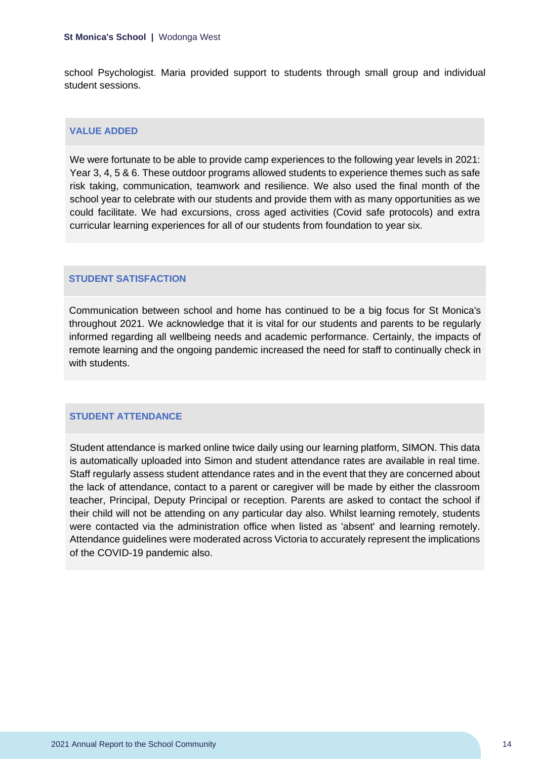school Psychologist. Maria provided support to students through small group and individual student sessions.

### VALUE ADDED

We were fortunate to be able to provide camp experiences to the following year levels in 2021: Year 3, 4, 5 & 6. These outdoor programs allowed students to experience themes such as safe risk taking, communication, teamwork and resilience. We also used the final month of the school year to celebrate with our students and provide them with as many opportunities as we could facilitate. We had excursions, cross aged activities (Covid safe protocols) and extra curricular learning experiences for all of our students from foundation to year six.

### STUDENT SATISFACTION

Communication between school and home has continued to be a big focus for St Monica's throughout 2021. We acknowledge that it is vital for our students and parents to be regularly informed regarding all wellbeing needs and academic performance. Certainly, the impacts of remote learning and the ongoing pandemic increased the need for staff to continually check in with students.

### STUDENT ATTENDANCE

Student attendance is marked online twice daily using our learning platform, SIMON. This data is automatically uploaded into Simon and student attendance rates are available in real time. Staff regularly assess student attendance rates and in the event that they are concerned about the lack of attendance, contact to a parent or caregiver will be made by either the classroom teacher, Principal, Deputy Principal or reception. Parents are asked to contact the school if their child will not be attending on any particular day also. Whilst learning remotely, students were contacted via the administration office when listed as 'absent' and learning remotely. Attendance guidelines were moderated across Victoria to accurately represent the implications of the COVID-19 pandemic also.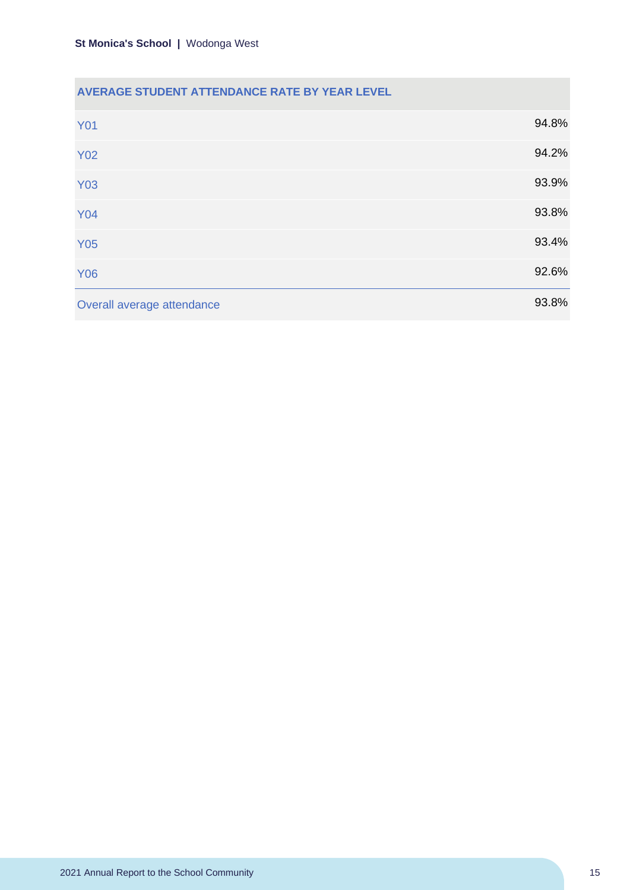| AVERAGE STUDENT ATTENDANCE RATE BY YEAR LEVEL | |
|---|---|
| Y01 | 94.8% |
| Y02 | 94.2% |
| Y03 | 93.9% |
| Y04 | 93.8% |
| Y05 | 93.4% |
| Y06 | 92.6% |
| Overall average attendance | 93.8% |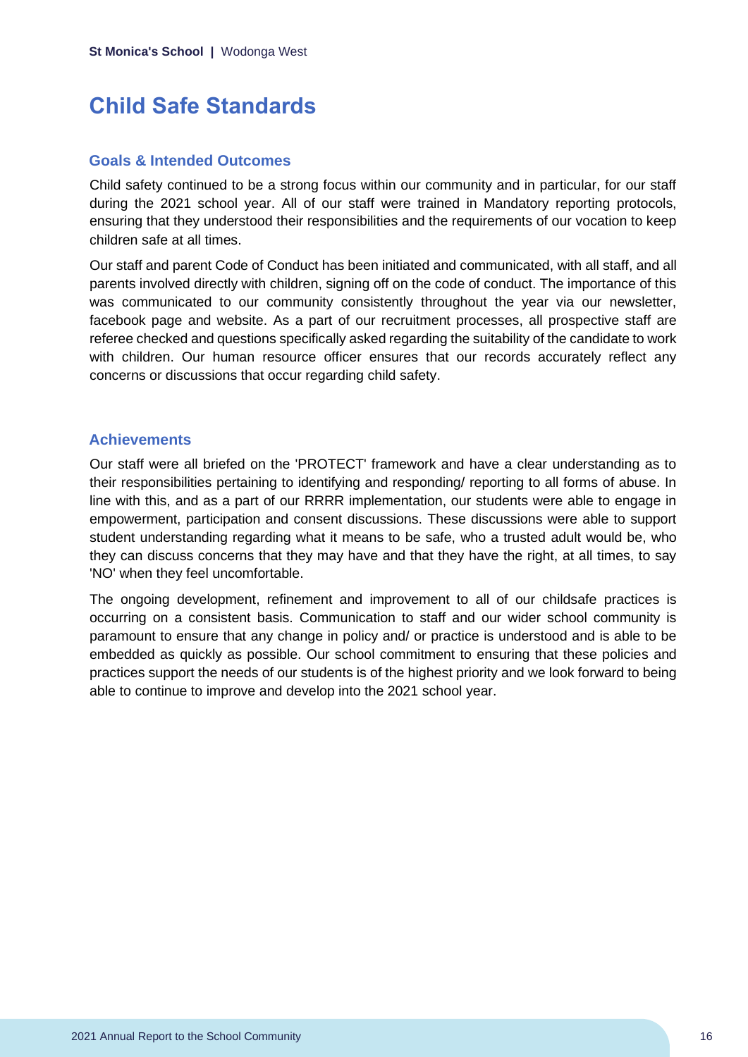# Child Safe Standards

## Goals & Intended Outcomes

Child safety continued to be a strong focus within our community and in particular, for our staff during the 2021 school year. All of our staff were trained in Mandatory reporting protocols, ensuring that they understood their responsibilities and the requirements of our vocation to keep children safe at all times.

Our staff and parent Code of Conduct has been initiated and communicated, with all staff, and all parents involved directly with children, signing off on the code of conduct. The importance of this was communicated to our community consistently throughout the year via our newsletter, facebook page and website. As a part of our recruitment processes, all prospective staff are referee checked and questions specifically asked regarding the suitability of the candidate to work with children. Our human resource officer ensures that our records accurately reflect any concerns or discussions that occur regarding child safety.

## Achievements

Our staff were all briefed on the 'PROTECT' framework and have a clear understanding as to their responsibilities pertaining to identifying and responding/ reporting to all forms of abuse. In line with this, and as a part of our RRRR implementation, our students were able to engage in empowerment, participation and consent discussions. These discussions were able to support student understanding regarding what it means to be safe, who a trusted adult would be, who they can discuss concerns that they may have and that they have the right, at all times, to say 'NO' when they feel uncomfortable.

The ongoing development, refinement and improvement to all of our childsafe practices is occurring on a consistent basis. Communication to staff and our wider school community is paramount to ensure that any change in policy and/ or practice is understood and is able to be embedded as quickly as possible. Our school commitment to ensuring that these policies and practices support the needs of our students is of the highest priority and we look forward to being able to continue to improve and develop into the 2021 school year.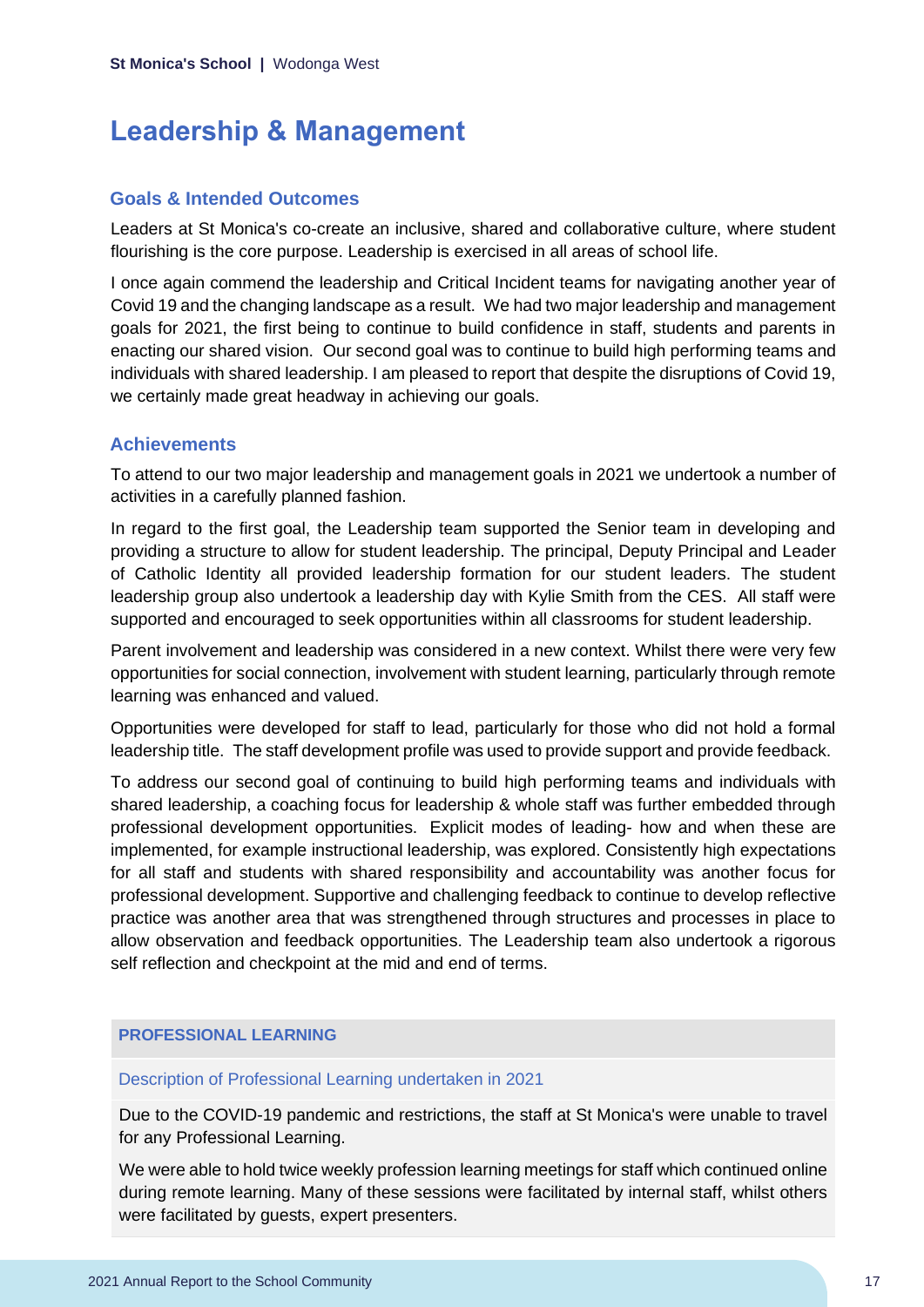# Leadership & Management

## Goals & Intended Outcomes

Leaders at St Monica's co-create an inclusive, shared and collaborative culture, where student flourishing is the core purpose. Leadership is exercised in all areas of school life.

I once again commend the leadership and Critical Incident teams for navigating another year of Covid 19 and the changing landscape as a result. We had two major leadership and management goals for 2021, the first being to continue to build confidence in staff, students and parents in enacting our shared vision. Our second goal was to continue to build high performing teams and individuals with shared leadership. I am pleased to report that despite the disruptions of Covid 19, we certainly made great headway in achieving our goals.

## Achievements

To attend to our two major leadership and management goals in 2021 we undertook a number of activities in a carefully planned fashion.

In regard to the first goal, the Leadership team supported the Senior team in developing and providing a structure to allow for student leadership. The principal, Deputy Principal and Leader of Catholic Identity all provided leadership formation for our student leaders. The student leadership group also undertook a leadership day with Kylie Smith from the CES. All staff were supported and encouraged to seek opportunities within all classrooms for student leadership.

Parent involvement and leadership was considered in a new context. Whilst there were very few opportunities for social connection, involvement with student learning, particularly through remote learning was enhanced and valued.

Opportunities were developed for staff to lead, particularly for those who did not hold a formal leadership title. The staff development profile was used to provide support and provide feedback.

To address our second goal of continuing to build high performing teams and individuals with shared leadership, a coaching focus for leadership & whole staff was further embedded through professional development opportunities. Explicit modes of leading- how and when these are implemented, for example instructional leadership, was explored. Consistently high expectations for all staff and students with shared responsibility and accountability was another focus for professional development. Supportive and challenging feedback to continue to develop reflective practice was another area that was strengthened through structures and processes in place to allow observation and feedback opportunities. The Leadership team also undertook a rigorous self reflection and checkpoint at the mid and end of terms.

| PROFESSIONAL LEARNING |
| --- |
| Description of Professional Learning undertaken in 2021 |
| Due to the COVID-19 pandemic and restrictions, the staff at St Monica's were unable to travel for any Professional Learning.<br><br>We were able to hold twice weekly profession learning meetings for staff which continued online during remote learning. Many of these sessions were facilitated by internal staff, whilst others were facilitated by guests, expert presenters. |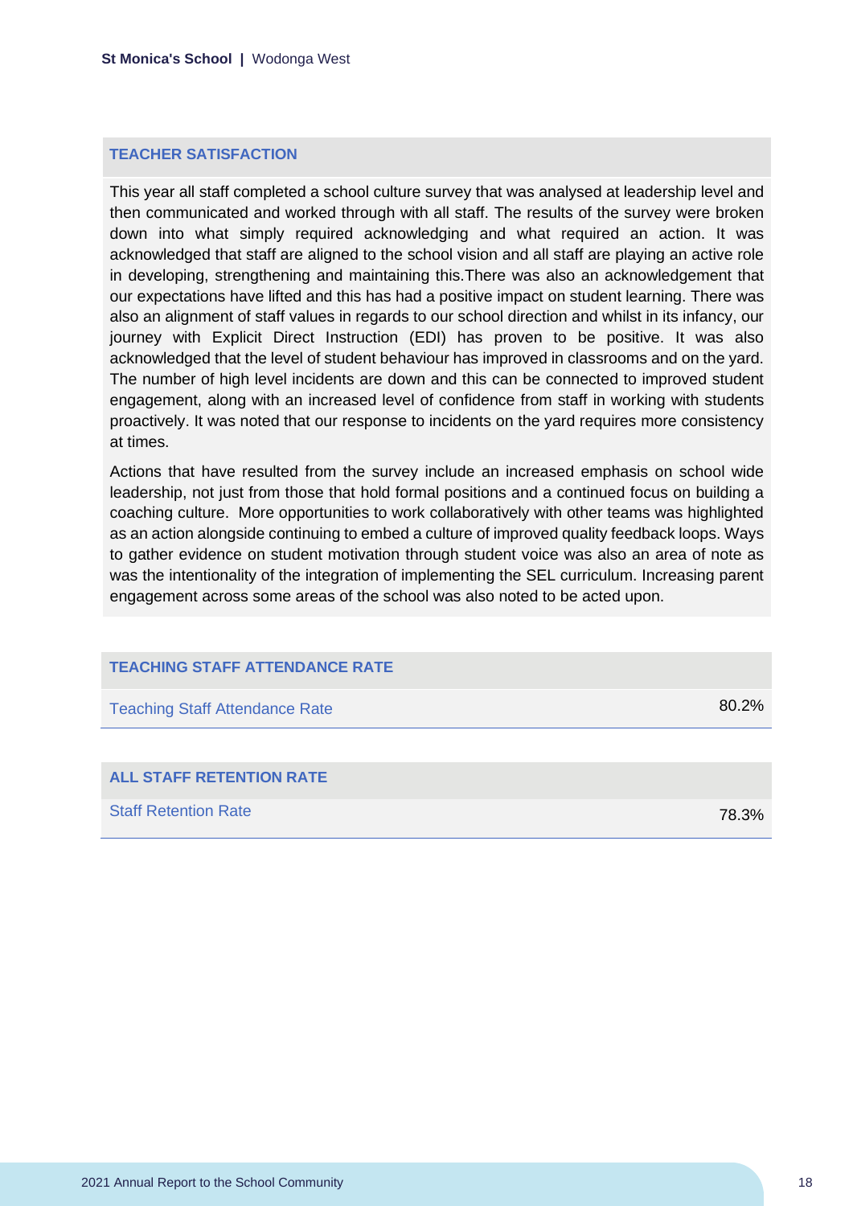## TEACHER SATISFACTION

This year all staff completed a school culture survey that was analysed at leadership level and then communicated and worked through with all staff. The results of the survey were broken down into what simply required acknowledging and what required an action. It was acknowledged that staff are aligned to the school vision and all staff are playing an active role in developing, strengthening and maintaining this.There was also an acknowledgement that our expectations have lifted and this has had a positive impact on student learning. There was also an alignment of staff values in regards to our school direction and whilst in its infancy, our journey with Explicit Direct Instruction (EDI) has proven to be positive. It was also acknowledged that the level of student behaviour has improved in classrooms and on the yard. The number of high level incidents are down and this can be connected to improved student engagement, along with an increased level of confidence from staff in working with students proactively. It was noted that our response to incidents on the yard requires more consistency at times.

Actions that have resulted from the survey include an increased emphasis on school wide leadership, not just from those that hold formal positions and a continued focus on building a coaching culture. More opportunities to work collaboratively with other teams was highlighted as an action alongside continuing to embed a culture of improved quality feedback loops. Ways to gather evidence on student motivation through student voice was also an area of note as was the intentionality of the integration of implementing the SEL curriculum. Increasing parent engagement across some areas of the school was also noted to be acted upon.

## TEACHING STAFF ATTENDANCE RATE

| Teaching Staff Attendance Rate | 80.2% |
|---|---|

## ALL STAFF RETENTION RATE

| Staff Retention Rate | 78.3% |
|---|---|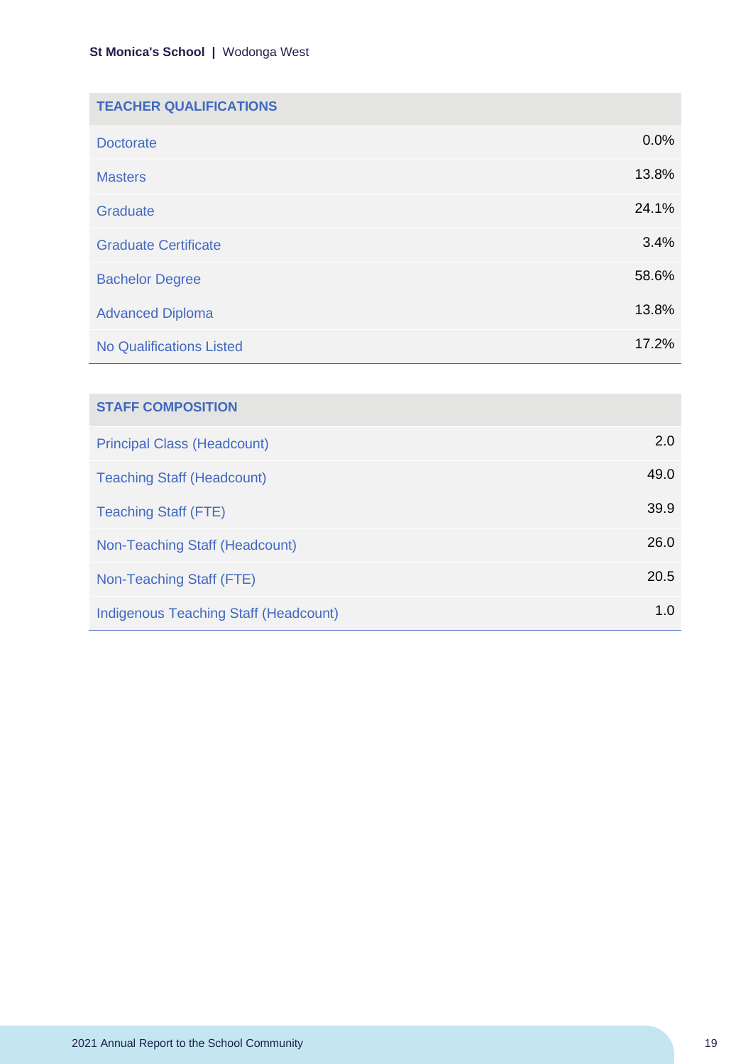| TEACHER QUALIFICATIONS | |
|---|---|
| Doctorate | 0.0% |
| Masters | 13.8% |
| Graduate | 24.1% |
| Graduate Certificate | 3.4% |
| Bachelor Degree | 58.6% |
| Advanced Diploma | 13.8% |
| No Qualifications Listed | 17.2% |

| STAFF COMPOSITION | |
|---|---|
| Principal Class (Headcount) | 2.0 |
| Teaching Staff (Headcount) | 49.0 |
| Teaching Staff (FTE) | 39.9 |
| Non-Teaching Staff (Headcount) | 26.0 |
| Non-Teaching Staff (FTE) | 20.5 |
| Indigenous Teaching Staff (Headcount) | 1.0 |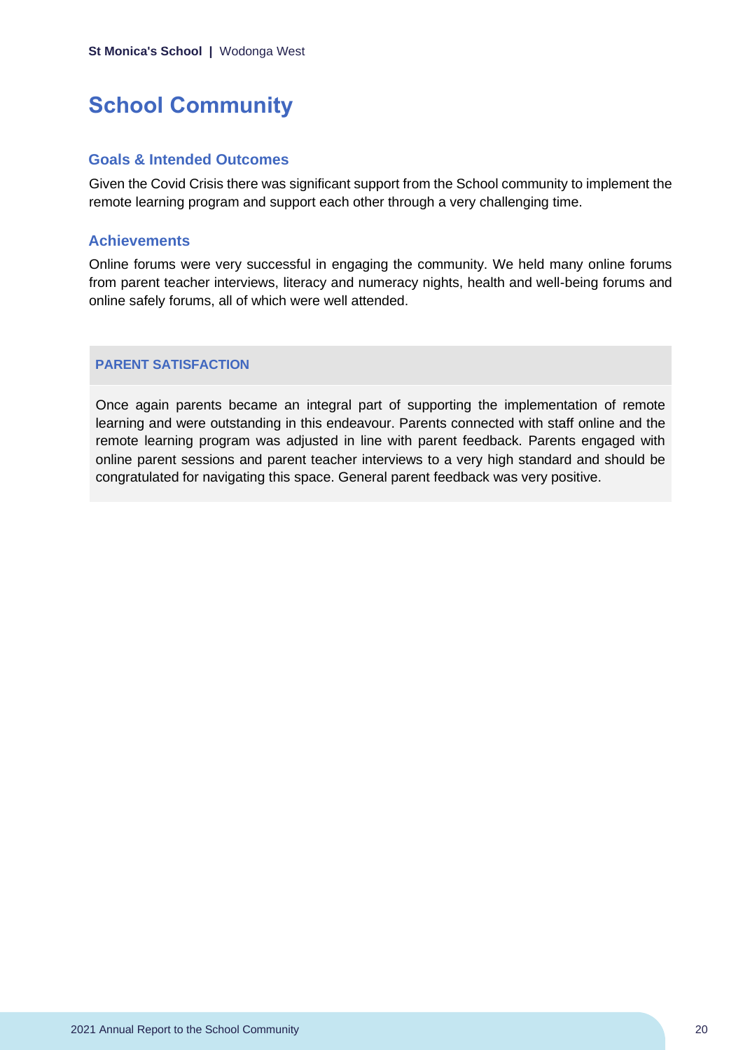# School Community

## Goals & Intended Outcomes

Given the Covid Crisis there was significant support from the School community to implement the remote learning program and support each other through a very challenging time.

## Achievements

Online forums were very successful in engaging the community. We held many online forums from parent teacher interviews, literacy and numeracy nights, health and well-being forums and online safely forums, all of which were well attended.

### PARENT SATISFACTION

Once again parents became an integral part of supporting the implementation of remote learning and were outstanding in this endeavour. Parents connected with staff online and the remote learning program was adjusted in line with parent feedback. Parents engaged with online parent sessions and parent teacher interviews to a very high standard and should be congratulated for navigating this space. General parent feedback was very positive.